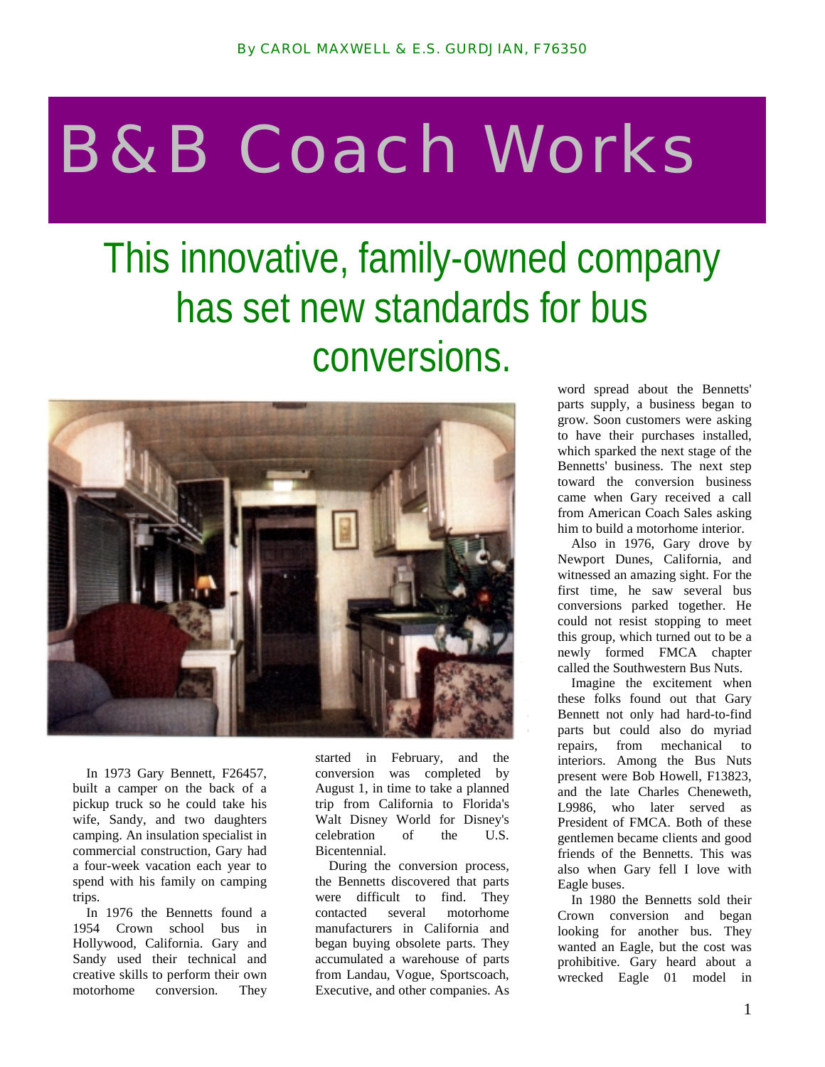By CAROL MAXWELL & E.S. GURDJIAN, F76350

# B&B Coach Works

## This innovative, family-owned company has set new standards for bus conversions.

In 1973 Gary Bennett, F26457, built a camper on the back of a pickup truck so he could take his wife, Sandy, and two daughters camping. An insulation specialist in commercial construction, Gary had a four-week vacation each year to spend with his family on camping trips.

In 1976 the Bennetts found a 1954 Crown school bus in Hollywood, California. Gary and Sandy used their technical and creative skills to perform their own motorhome conversion. They started in February, and the conversion was completed by August 1, in time to take a planned trip from California to Florida's Walt Disney World for Disney's celebration of the U.S. Bicentennial.

During the conversion process, the Bennetts discovered that parts were difficult to find. They contacted several motorhome manufacturers in California and began buying obsolete parts. They accumulated a warehouse of parts from Landau, Vogue, Sportscoach, Executive, and other companies. As word spread about the Bennetts' parts supply, a business began to grow. Soon customers were asking to have their purchases installed, which sparked the next stage of the Bennetts' business. The next step toward the conversion business came when Gary received a call from American Coach Sales asking him to build a motorhome interior.

Also in 1976, Gary drove by Newport Dunes, California, and witnessed an amazing sight. For the first time, he saw several bus conversions parked together. He could not resist stopping to meet this group, which turned out to be a newly formed FMCA chapter called the Southwestern Bus Nuts.

Imagine the excitement when these folks found out that Gary Bennett not only had hard-to-find parts but could also do myriad repairs, from mechanical to interiors. Among the Bus Nuts present were Bob Howell, F13823, and the late Charles Cheneweth, L9986, who later served as President of FMCA. Both of these gentlemen became clients and good friends of the Bennetts. This was also when Gary fell I love with Eagle buses.

In 1980 the Bennetts sold their Crown conversion and began looking for another bus. They wanted an Eagle, but the cost was prohibitive. Gary heard about a wrecked Eagle 01 model in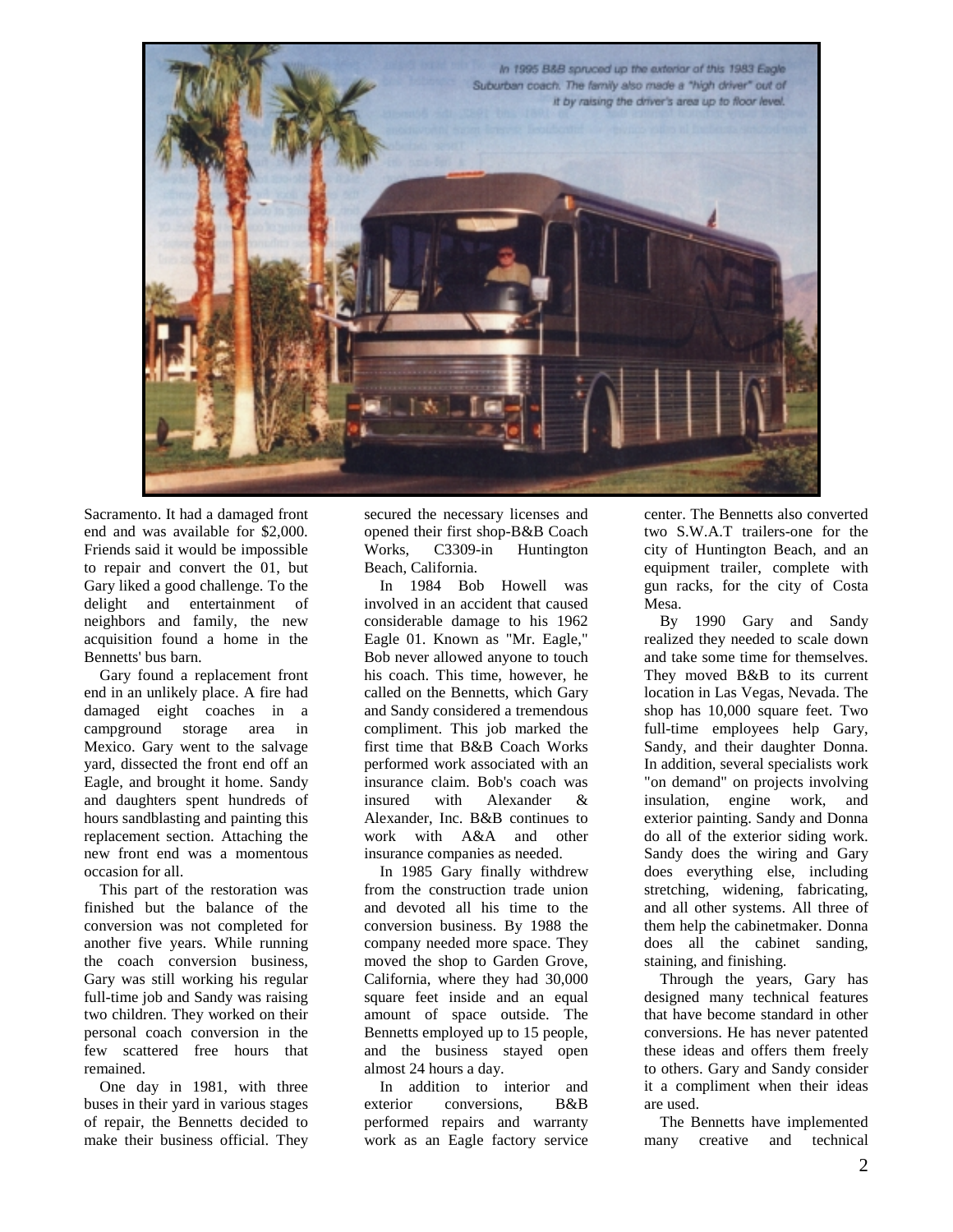In 1995 B&B spruced up the exterior of this 1983 Eagle Suburban coach. The family also made a "high driver" out of it by raising the driver's area up to floor level.

Sacramento. It had a damaged front end and was available for $2,000. Friends said it would be impossible to repair and convert the 01, but Gary liked a good challenge. To the delight and entertainment of neighbors and family, the new acquisition found a home in the Bennetts' bus barn.

Gary found a replacement front end in an unlikely place. A fire had damaged eight coaches in a campground storage area in Mexico. Gary went to the salvage yard, dissected the front end off an Eagle, and brought it home. Sandy and daughters spent hundreds of hours sandblasting and painting this replacement section. Attaching the new front end was a momentous occasion for all.

This part of the restoration was finished but the balance of the conversion was not completed for another five years. While running the coach conversion business, Gary was still working his regular full-time job and Sandy was raising two children. They worked on their personal coach conversion in the few scattered free hours that remained.

One day in 1981, with three buses in their yard in various stages of repair, the Bennetts decided to make their business official. They secured the necessary licenses and opened their first shop-B&B Coach Works, C3309-in Huntington Beach, California.

In 1984 Bob Howell was involved in an accident that caused considerable damage to his 1962 Eagle 01. Known as "Mr. Eagle," Bob never allowed anyone to touch his coach. This time, however, he called on the Bennetts, which Gary and Sandy considered a tremendous compliment. This job marked the first time that B&B Coach Works performed work associated with an insurance claim. Bob's coach was insured with Alexander & Alexander, Inc. B&B continues to work with A&A and other insurance companies as needed.

In 1985 Gary finally withdrew from the construction trade union and devoted all his time to the conversion business. By 1988 the company needed more space. They moved the shop to Garden Grove, California, where they had 30,000 square feet inside and an equal amount of space outside. The Bennetts employed up to 15 people, and the business stayed open almost 24 hours a day.

In addition to interior and exterior conversions, B&B performed repairs and warranty work as an Eagle factory service center. The Bennetts also converted two S.W.A.T trailers-one for the city of Huntington Beach, and an equipment trailer, complete with gun racks, for the city of Costa Mesa.

By 1990 Gary and Sandy realized they needed to scale down and take some time for themselves. They moved B&B to its current location in Las Vegas, Nevada. The shop has 10,000 square feet. Two full-time employees help Gary, Sandy, and their daughter Donna. In addition, several specialists work "on demand" on projects involving insulation, engine work, and exterior painting. Sandy and Donna do all of the exterior siding work. Sandy does the wiring and Gary does everything else, including stretching, widening, fabricating, and all other systems. All three of them help the cabinetmaker. Donna does all the cabinet sanding, staining, and finishing.

Through the years, Gary has designed many technical features that have become standard in other conversions. He has never patented these ideas and offers them freely to others. Gary and Sandy consider it a compliment when their ideas are used.

The Bennetts have implemented many creative and technical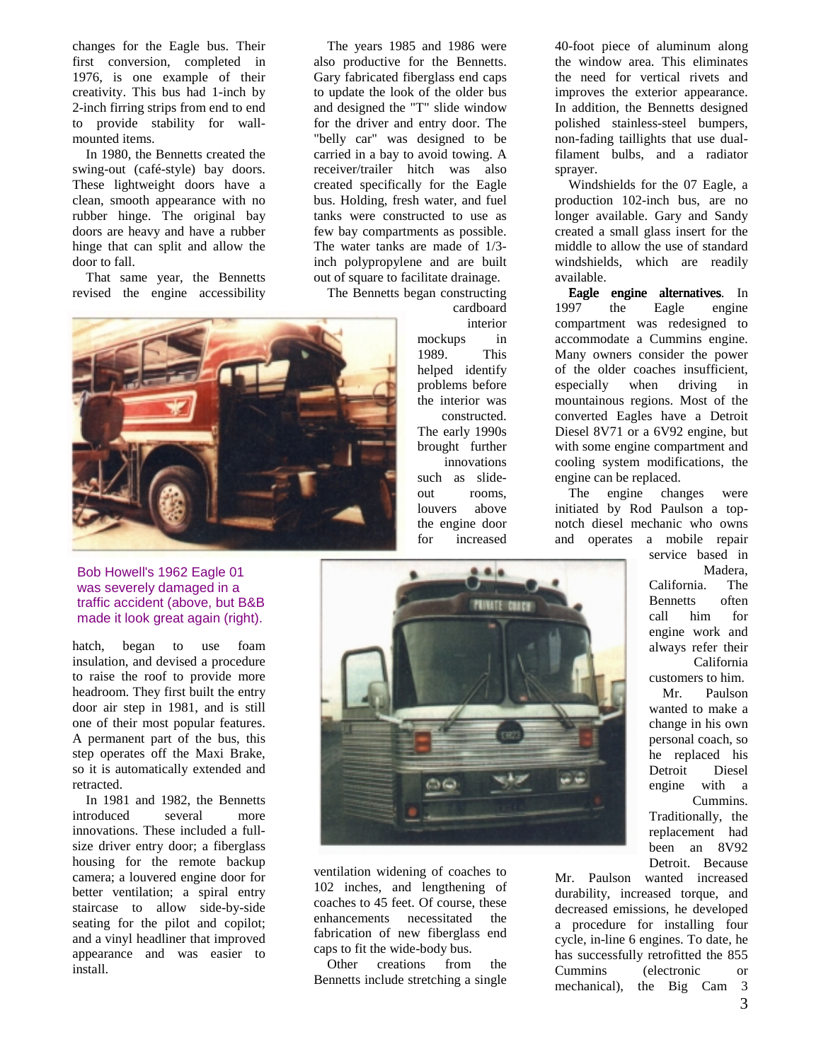changes for the Eagle bus. Their first conversion, completed in 1976, is one example of their creativity. This bus had 1-inch by 2-inch firring strips from end to end to provide stability for wall-mounted items.

In 1980, the Bennetts created the swing-out (café-style) bay doors. These lightweight doors have a clean, smooth appearance with no rubber hinge. The original bay doors are heavy and have a rubber hinge that can split and allow the door to fall.

That same year, the Bennetts revised the engine accessibility hatch, began to use foam insulation, and devised a procedure to raise the roof to provide more headroom. They first built the entry door air step in 1981, and is still one of their most popular features. A permanent part of the bus, this step operates off the Maxi Brake, so it is automatically extended and retracted.

In 1981 and 1982, the Bennetts introduced several more innovations. These included a full-size driver entry door; a fiberglass housing for the remote backup camera; a louvered engine door for better ventilation; a spiral entry staircase to allow side-by-side seating for the pilot and copilot; and a vinyl headliner that improved appearance and was easier to install.

Bob Howell's 1962 Eagle 01 was severely damaged in a traffic accident (above, but B&B made it look great again (right).

The years 1985 and 1986 were also productive for the Bennetts. Gary fabricated fiberglass end caps to update the look of the older bus and designed the "T" slide window for the driver and entry door. The "belly car" was designed to be carried in a bay to avoid towing. A receiver/trailer hitch was also created specifically for the Eagle bus. Holding, fresh water, and fuel tanks were constructed to use as few bay compartments as possible. The water tanks are made of 1/3-inch polypropylene and are built out of square to facilitate drainage.

The Bennetts began constructing cardboard interior mockups in 1989. This helped identify problems before the interior was constructed. The early 1990s brought further innovations such as slide-out rooms, louvers above the engine door for increased ventilation widening of coaches to 102 inches, and lengthening of coaches to 45 feet. Of course, these enhancements necessitated the fabrication of new fiberglass end caps to fit the wide-body bus.

Other creations from the Bennetts include stretching a single 40-foot piece of aluminum along the window area. This eliminates the need for vertical rivets and improves the exterior appearance. In addition, the Bennetts designed polished stainless-steel bumpers, non-fading taillights that use dual-filament bulbs, and a radiator sprayer.

Windshields for the 07 Eagle, a production 102-inch bus, are no longer available. Gary and Sandy created a small glass insert for the middle to allow the use of standard windshields, which are readily available.

**Eagle engine alternatives**. In 1997 the Eagle engine compartment was redesigned to accommodate a Cummins engine. Many owners consider the power of the older coaches insufficient, especially when driving in mountainous regions. Most of the converted Eagles have a Detroit Diesel 8V71 or a 6V92 engine, but with some engine compartment and cooling system modifications, the engine can be replaced.

The engine changes were initiated by Rod Paulson a top-notch diesel mechanic who owns and operates a mobile repair service based in Madera, California. The Bennetts often call him for engine work and always refer their California customers to him.

Mr. Paulson wanted to make a change in his own personal coach, so he replaced his Detroit Diesel engine with a Cummins. Traditionally, the replacement had been an 8V92 Detroit. Because Mr. Paulson wanted increased durability, increased torque, and decreased emissions, he developed a procedure for installing four cycle, in-line 6 engines. To date, he has successfully retrofitted the 855 Cummins (electronic or mechanical), the Big Cam 3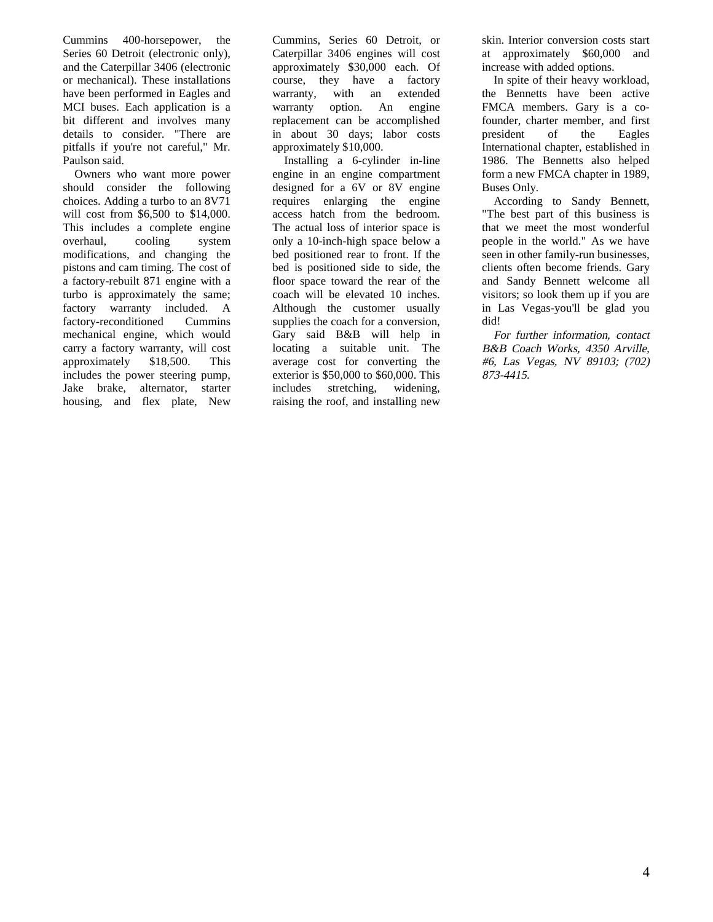Cummins 400-horsepower, the Series 60 Detroit (electronic only), and the Caterpillar 3406 (electronic or mechanical). These installations have been performed in Eagles and MCI buses. Each application is a bit different and involves many details to consider. "There are pitfalls if you're not careful," Mr. Paulson said.

Owners who want more power should consider the following choices. Adding a turbo to an 8V71 will cost from $6,500 to $14,000. This includes a complete engine overhaul, cooling system modifications, and changing the pistons and cam timing. The cost of a factory-rebuilt 871 engine with a turbo is approximately the same; factory warranty included. A factory-reconditioned Cummins mechanical engine, which would carry a factory warranty, will cost approximately $18,500. This includes the power steering pump, Jake brake, alternator, starter housing, and flex plate, New Cummins, Series 60 Detroit, or Caterpillar 3406 engines will cost approximately $30,000 each. Of course, they have a factory warranty, with an extended warranty option. An engine replacement can be accomplished in about 30 days; labor costs approximately $10,000.

Installing a 6-cylinder in-line engine in an engine compartment designed for a 6V or 8V engine requires enlarging the engine access hatch from the bedroom. The actual loss of interior space is only a 10-inch-high space below a bed positioned rear to front. If the bed is positioned side to side, the floor space toward the rear of the coach will be elevated 10 inches. Although the customer usually supplies the coach for a conversion, Gary said B&B will help in locating a suitable unit. The average cost for converting the exterior is $50,000 to $60,000. This includes stretching, widening, raising the roof, and installing new skin. Interior conversion costs start at approximately $60,000 and increase with added options.

In spite of their heavy workload, the Bennetts have been active FMCA members. Gary is a co-founder, charter member, and first president of the Eagles International chapter, established in 1986. The Bennetts also helped form a new FMCA chapter in 1989, Buses Only.

According to Sandy Bennett, "The best part of this business is that we meet the most wonderful people in the world." As we have seen in other family-run businesses, clients often become friends. Gary and Sandy Bennett welcome all visitors; so look them up if you are in Las Vegas-you'll be glad you did!

*For further information, contact B&B Coach Works, 4350 Arville, #6, Las Vegas, NV 89103; (702) 873-4415.*